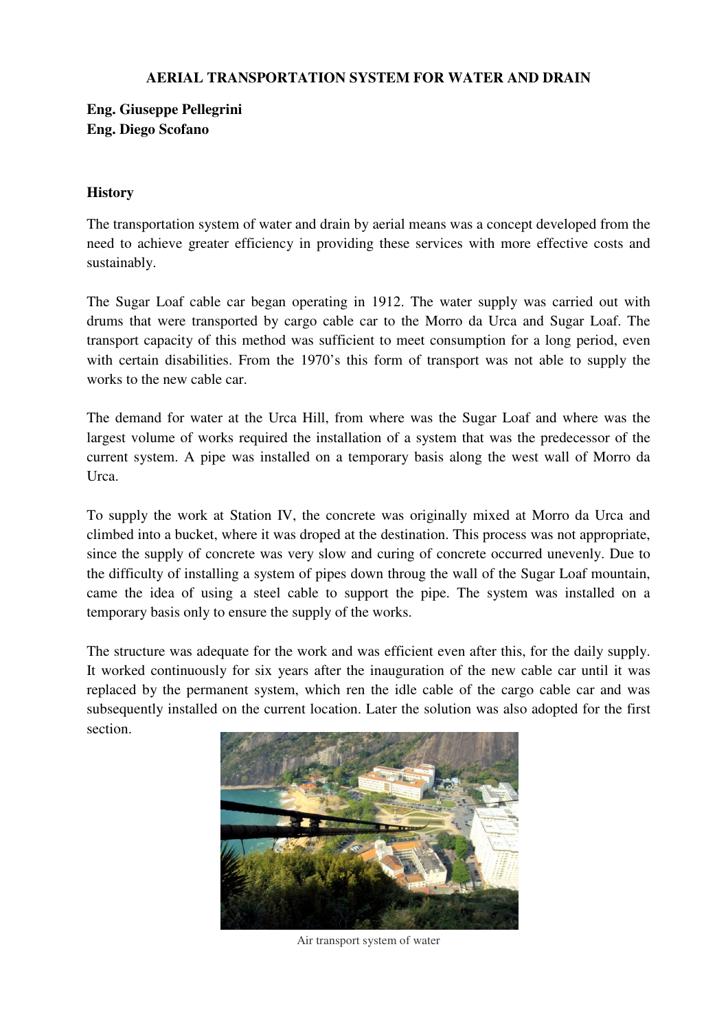**AERIAL TRANSPORTATION SYSTEM FOR WATER AND DRAIN**

**Eng. Giuseppe Pellegrini**
**Eng. Diego Scofano**

## History

The transportation system of water and drain by aerial means was a concept developed from the need to achieve greater efficiency in providing these services with more effective costs and sustainably.

The Sugar Loaf cable car began operating in 1912. The water supply was carried out with drums that were transported by cargo cable car to the Morro da Urca and Sugar Loaf. The transport capacity of this method was sufficient to meet consumption for a long period, even with certain disabilities. From the 1970's this form of transport was not able to supply the works to the new cable car.

The demand for water at the Urca Hill, from where was the Sugar Loaf and where was the largest volume of works required the installation of a system that was the predecessor of the current system. A pipe was installed on a temporary basis along the west wall of Morro da Urca.

To supply the work at Station IV, the concrete was originally mixed at Morro da Urca and climbed into a bucket, where it was droped at the destination. This process was not appropriate, since the supply of concrete was very slow and curing of concrete occurred unevenly. Due to the difficulty of installing a system of pipes down throug the wall of the Sugar Loaf mountain, came the idea of using a steel cable to support the pipe. The system was installed on a temporary basis only to ensure the supply of the works.

The structure was adequate for the work and was efficient even after this, for the daily supply. It worked continuously for six years after the inauguration of the new cable car until it was replaced by the permanent system, which ren the idle cable of the cargo cable car and was subsequently installed on the current location. Later the solution was also adopted for the first section.

Air transport system of water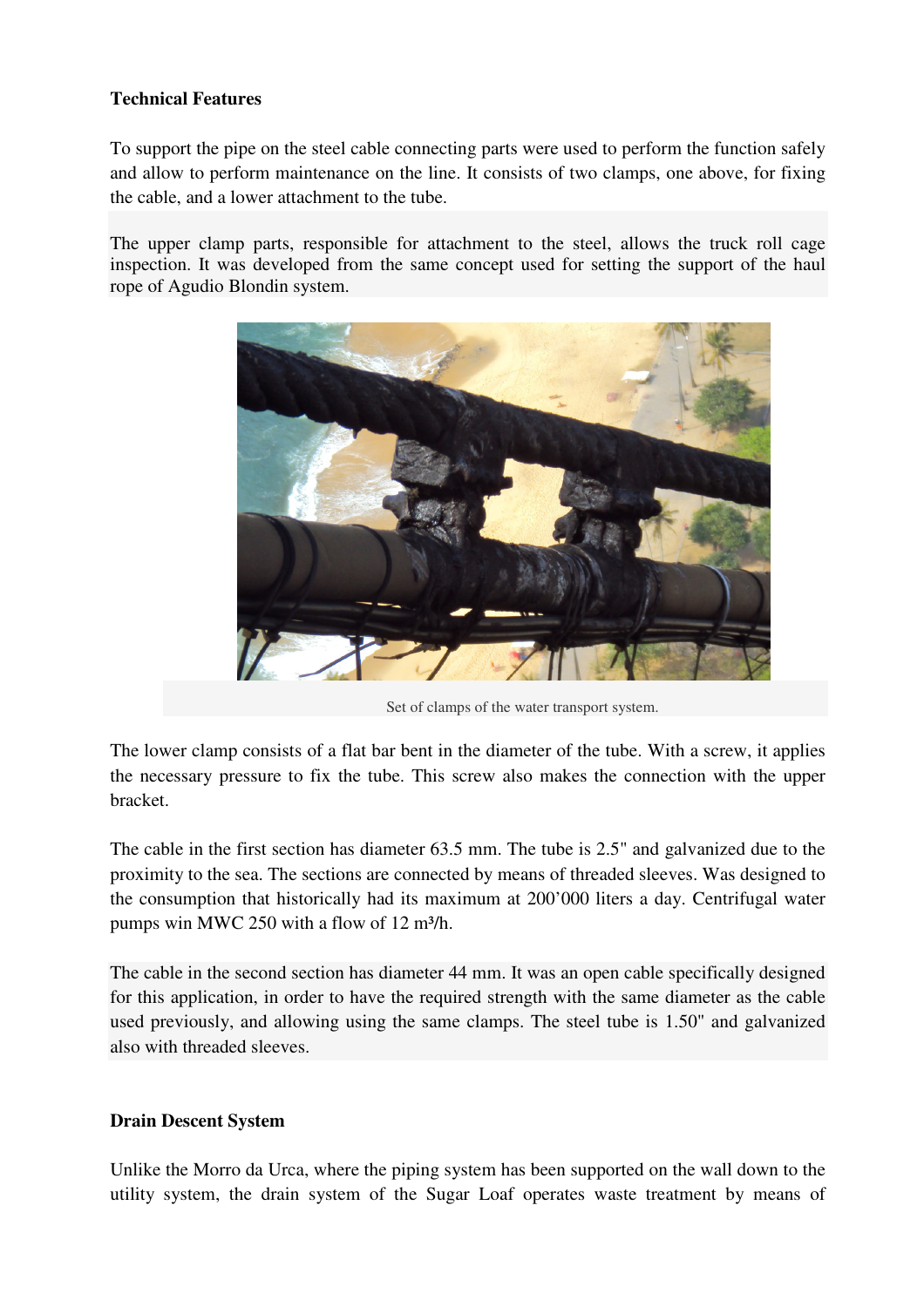**Technical Features**

To support the pipe on the steel cable connecting parts were used to perform the function safely and allow to perform maintenance on the line. It consists of two clamps, one above, for fixing the cable, and a lower attachment to the tube.

The upper clamp parts, responsible for attachment to the steel, allows the truck roll cage inspection. It was developed from the same concept used for setting the support of the haul rope of Agudio Blondin system.

Set of clamps of the water transport system.

The lower clamp consists of a flat bar bent in the diameter of the tube. With a screw, it applies the necessary pressure to fix the tube. This screw also makes the connection with the upper bracket.

The cable in the first section has diameter 63.5 mm. The tube is 2.5" and galvanized due to the proximity to the sea. The sections are connected by means of threaded sleeves. Was designed to the consumption that historically had its maximum at 200'000 liters a day. Centrifugal water pumps win MWC 250 with a flow of 12 m³/h.

The cable in the second section has diameter 44 mm. It was an open cable specifically designed for this application, in order to have the required strength with the same diameter as the cable used previously, and allowing using the same clamps. The steel tube is 1.50" and galvanized also with threaded sleeves.

**Drain Descent System**

Unlike the Morro da Urca, where the piping system has been supported on the wall down to the utility system, the drain system of the Sugar Loaf operates waste treatment by means of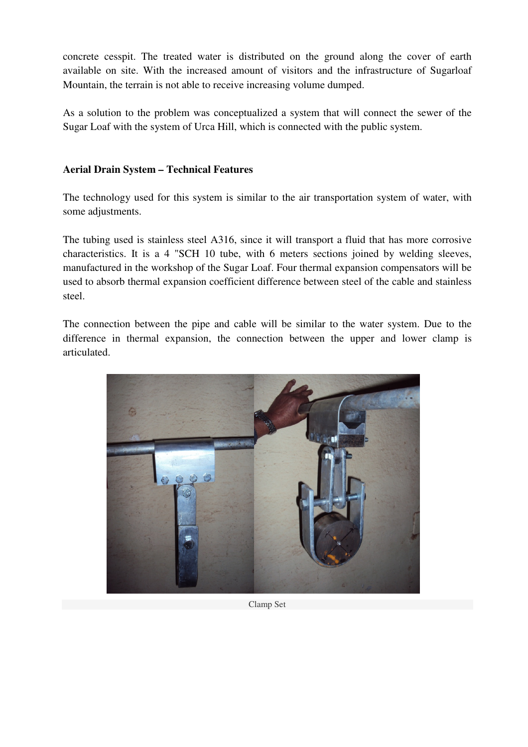concrete cesspit. The treated water is distributed on the ground along the cover of earth available on site. With the increased amount of visitors and the infrastructure of Sugarloaf Mountain, the terrain is not able to receive increasing volume dumped.

As a solution to the problem was conceptualized a system that will connect the sewer of the Sugar Loaf with the system of Urca Hill, which is connected with the public system.

**Aerial Drain System – Technical Features**

The technology used for this system is similar to the air transportation system of water, with some adjustments.

The tubing used is stainless steel A316, since it will transport a fluid that has more corrosive characteristics. It is a 4 "SCH 10 tube, with 6 meters sections joined by welding sleeves, manufactured in the workshop of the Sugar Loaf. Four thermal expansion compensators will be used to absorb thermal expansion coefficient difference between steel of the cable and stainless steel.

The connection between the pipe and cable will be similar to the water system. Due to the difference in thermal expansion, the connection between the upper and lower clamp is articulated.

Clamp Set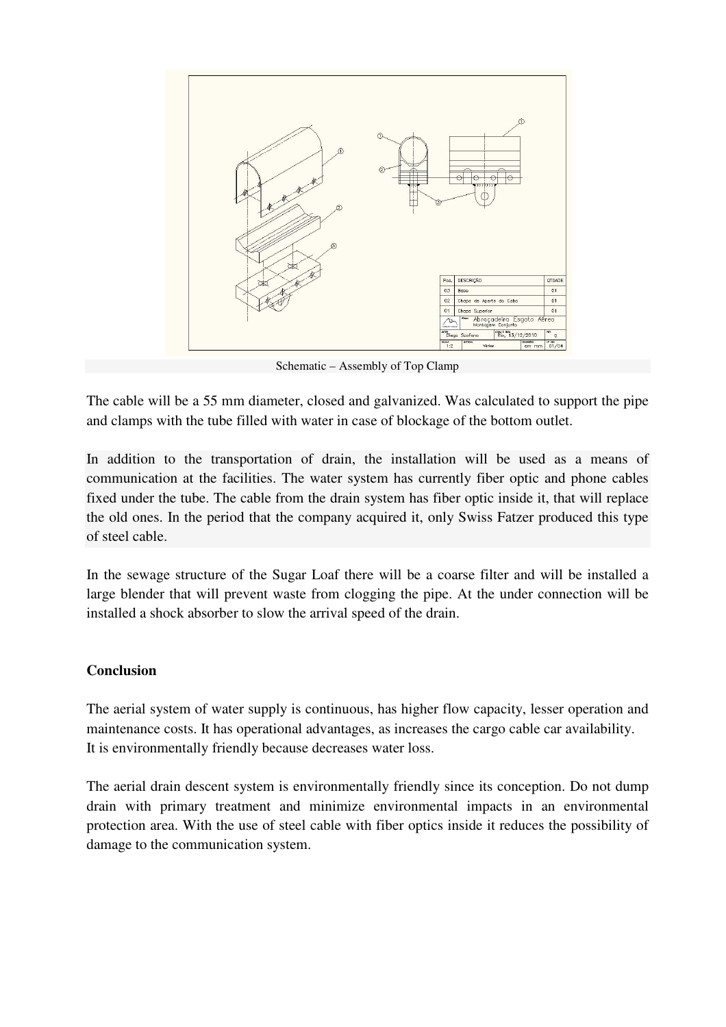Schematic – Assembly of Top Clamp

The cable will be a 55 mm diameter, closed and galvanized. Was calculated to support the pipe and clamps with the tube filled with water in case of blockage of the bottom outlet.

In addition to the transportation of drain, the installation will be used as a means of communication at the facilities. The water system has currently fiber optic and phone cables fixed under the tube. The cable from the drain system has fiber optic inside it, that will replace the old ones. In the period that the company acquired it, only Swiss Fatzer produced this type of steel cable.

In the sewage structure of the Sugar Loaf there will be a coarse filter and will be installed a large blender that will prevent waste from clogging the pipe. At the under connection will be installed a shock absorber to slow the arrival speed of the drain.

**Conclusion**

The aerial system of water supply is continuous, has higher flow capacity, lesser operation and maintenance costs. It has operational advantages, as increases the cargo cable car availability. It is environmentally friendly because decreases water loss.

The aerial drain descent system is environmentally friendly since its conception. Do not dump drain with primary treatment and minimize environmental impacts in an environmental protection area. With the use of steel cable with fiber optics inside it reduces the possibility of damage to the communication system.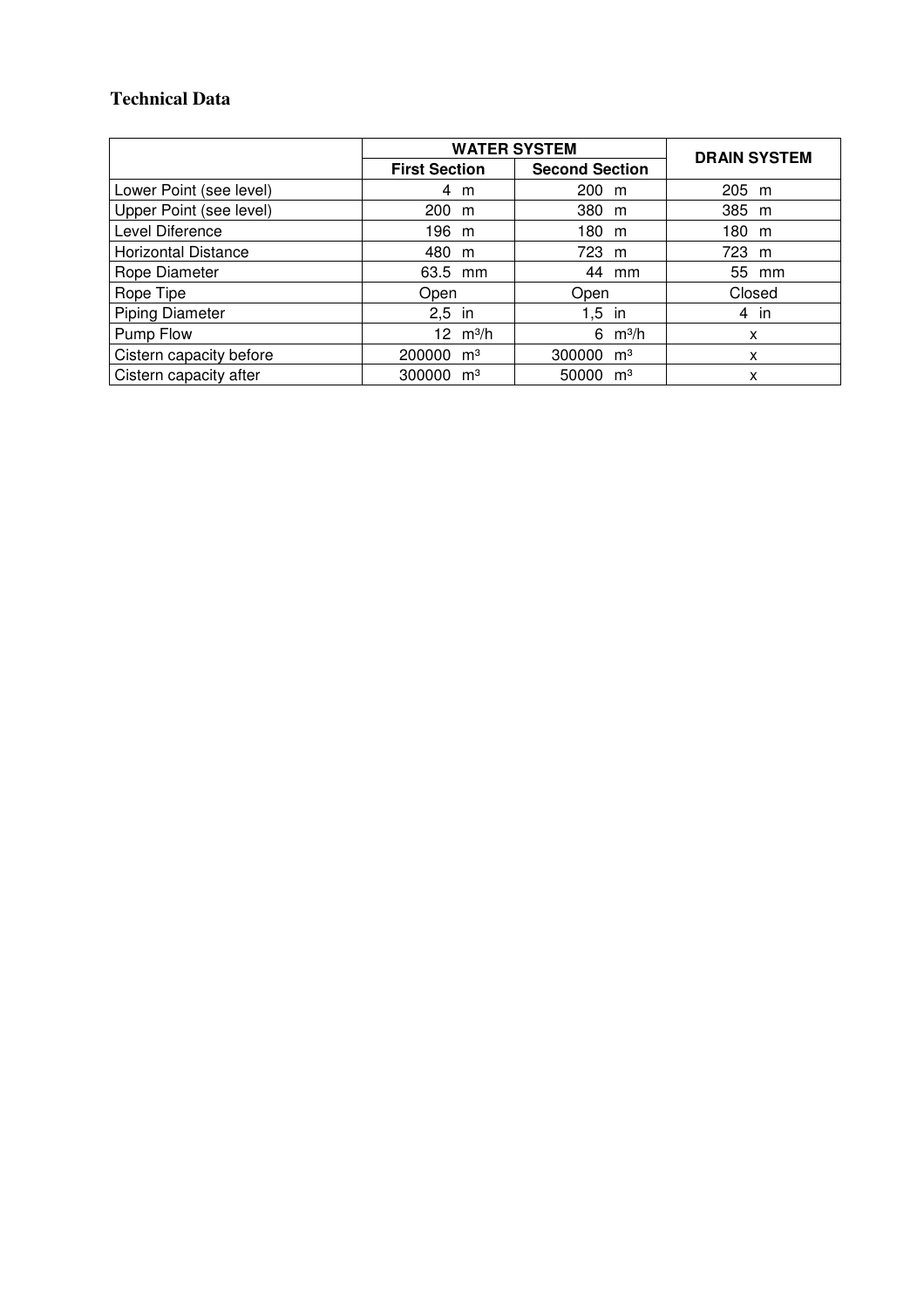**Technical Data**

| | WATER SYSTEM | | DRAIN SYSTEM |
|---|---|---|---|
| | First Section | Second Section | |
| Lower Point (see level) | 4 m | 200 m | 205 m |
| Upper Point (see level) | 200 m | 380 m | 385 m |
| Level Diference | 196 m | 180 m | 180 m |
| Horizontal Distance | 480 m | 723 m | 723 m |
| Rope Diameter | 63.5 mm | 44 mm | 55 mm |
| Rope Tipe | Open | Open | Closed |
| Piping Diameter | 2,5 in | 1,5 in | 4 in |
| Pump Flow | 12 $m^3/h$ | 6 $m^3/h$ | x |
| Cistern capacity before | 200000 $m^3$ | 300000 $m^3$ | x |
| Cistern capacity after | 300000 $m^3$ | 50000 $m^3$ | x |